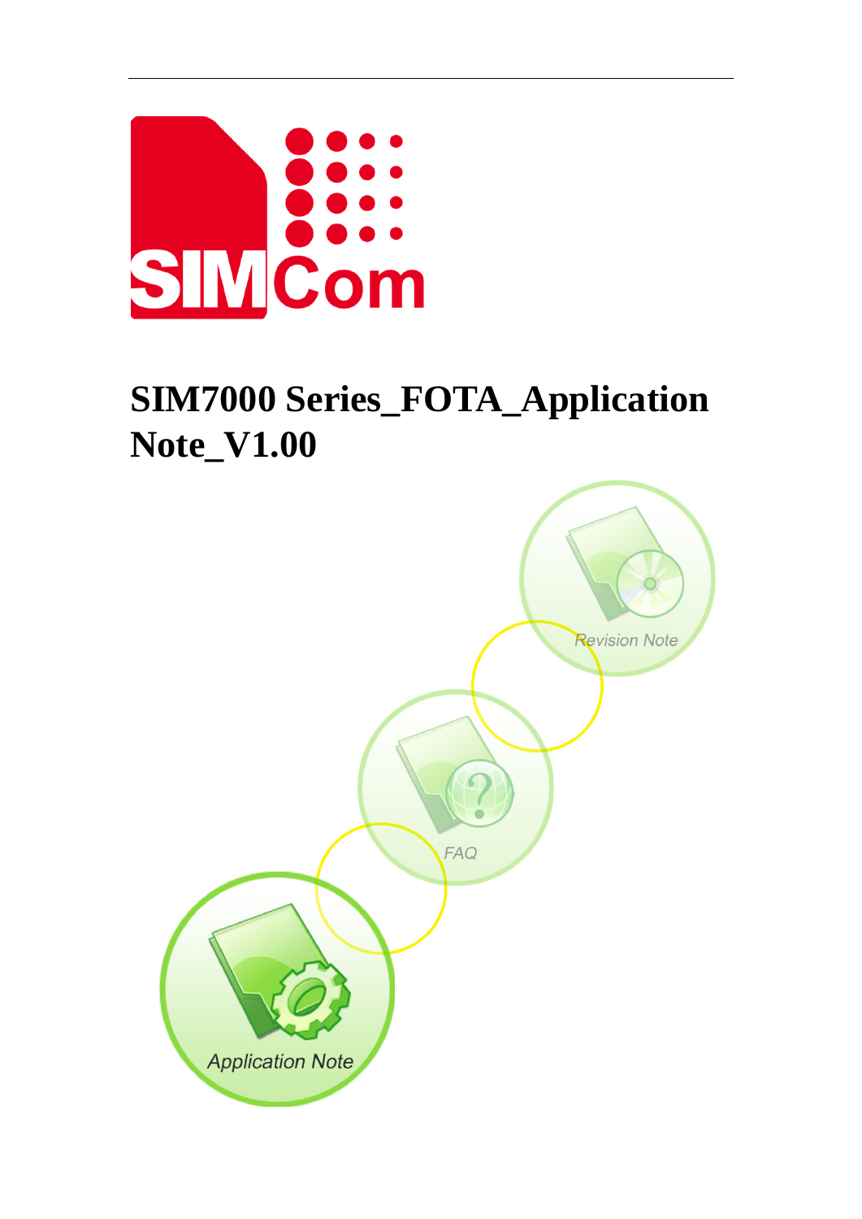# SIM7000 Series_FOTA_Application Note_V1.00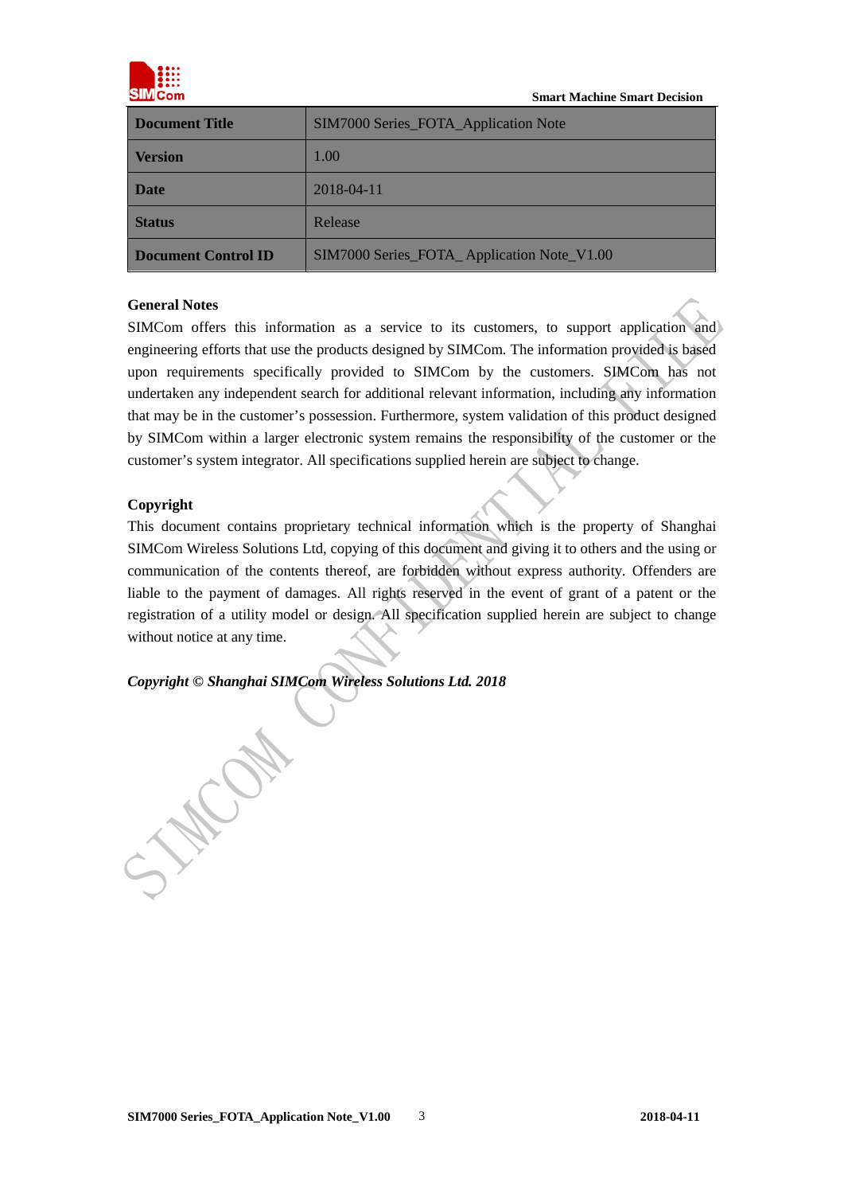| Document Title | SIM7000 Series_FOTA_Application Note |
| --- | --- |
| Version | 1.00 |
| Date | 2018-04-11 |
| Status | Release |
| Document Control ID | SIM7000 Series_FOTA_ Application Note_V1.00 |

**General Notes**

SIMCom offers this information as a service to its customers, to support application and engineering efforts that use the products designed by SIMCom. The information provided is based upon requirements specifically provided to SIMCom by the customers. SIMCom has not undertaken any independent search for additional relevant information, including any information that may be in the customer's possession. Furthermore, system validation of this product designed by SIMCom within a larger electronic system remains the responsibility of the customer or the customer's system integrator. All specifications supplied herein are subject to change.

**Copyright**

This document contains proprietary technical information which is the property of Shanghai SIMCom Wireless Solutions Ltd, copying of this document and giving it to others and the using or communication of the contents thereof, are forbidden without express authority. Offenders are liable to the payment of damages. All rights reserved in the event of grant of a patent or the registration of a utility model or design. All specification supplied herein are subject to change without notice at any time.

***Copyright © Shanghai SIMCom Wireless Solutions Ltd. 2018***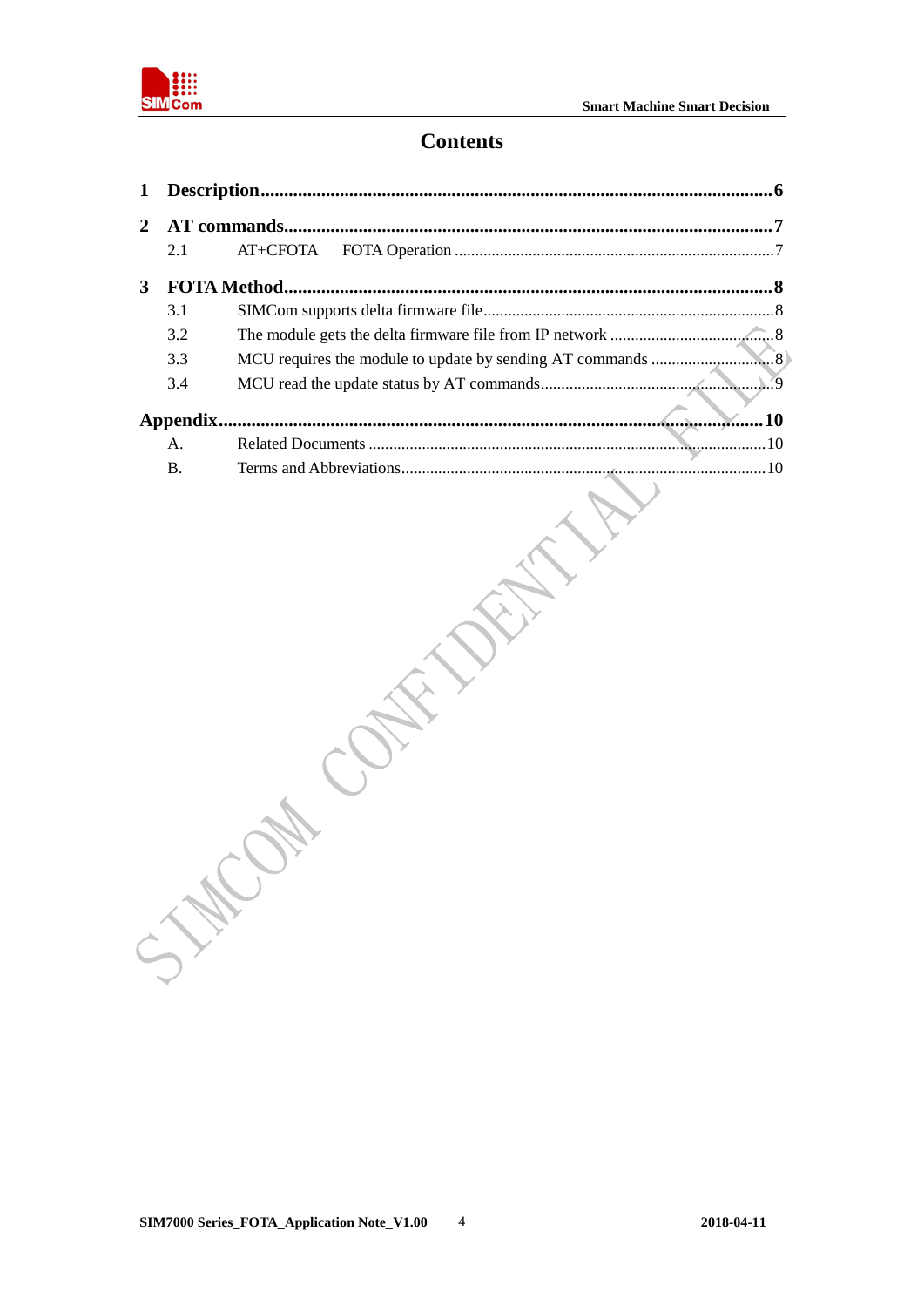# Contents

**1 Description......6**

**2 AT commands......7**

- 2.1 AT+CFOTA FOTA Operation......7

**3 FOTA Method......8**

- 3.1 SIMCom supports delta firmware file......8
- 3.2 The module gets the delta firmware file from IP network......8
- 3.3 MCU requires the module to update by sending AT commands......8
- 3.4 MCU read the update status by AT commands......9

**Appendix......10**

- A. Related Documents......10
- B. Terms and Abbreviations......10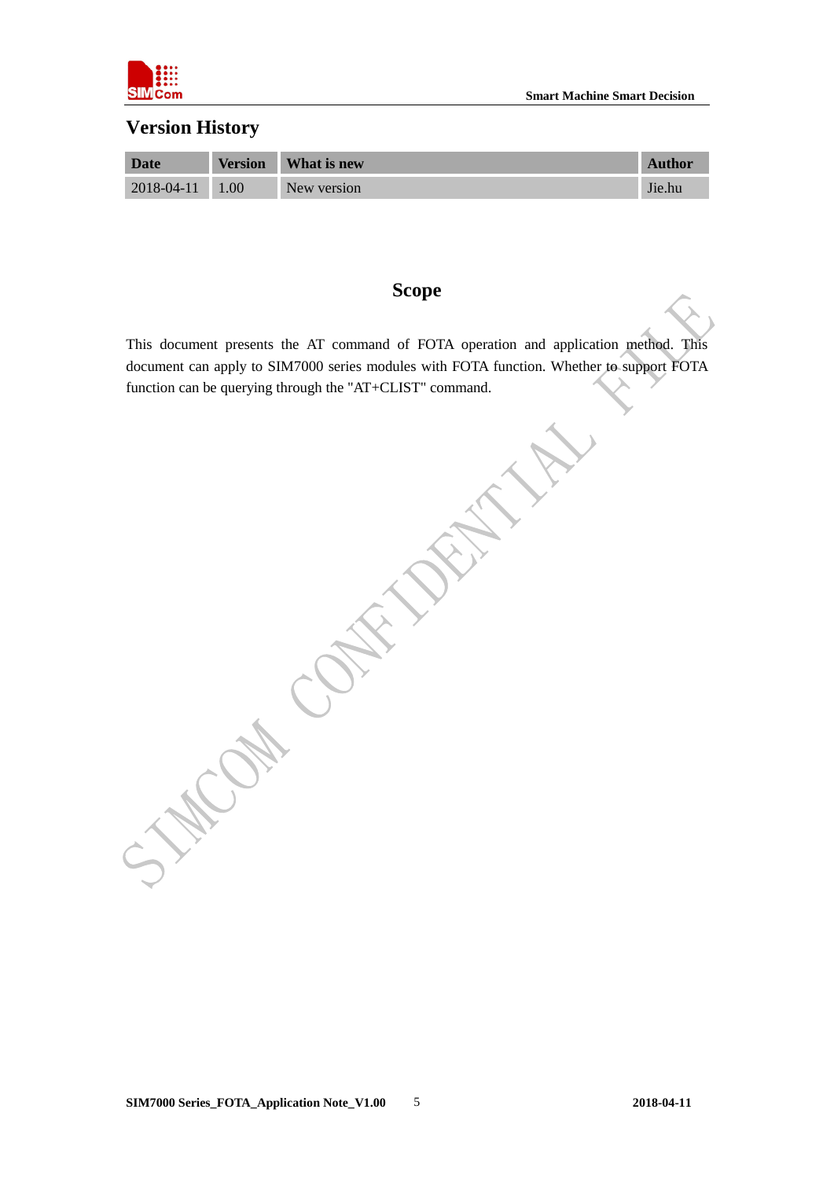## Version History

| Date | Version | What is new | Author |
|---|---|---|---|
| 2018-04-11 | 1.00 | New version | Jie.hu |

## Scope

This document presents the AT command of FOTA operation and application method. This document can apply to SIM7000 series modules with FOTA function. Whether to support FOTA function can be querying through the "AT+CLIST" command.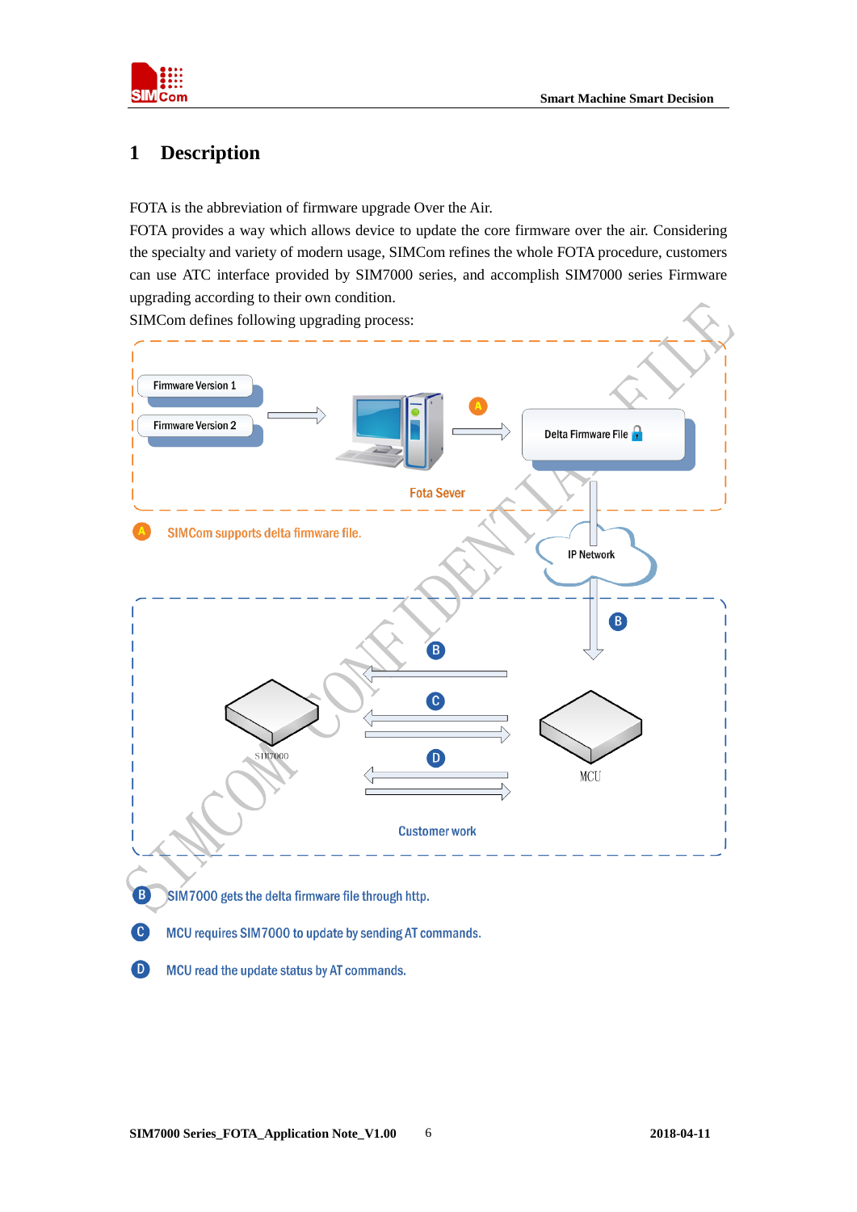# 1 Description

FOTA is the abbreviation of firmware upgrade Over the Air.

FOTA provides a way which allows device to update the core firmware over the air. Considering the specialty and variety of modern usage, SIMCom refines the whole FOTA procedure, customers can use ATC interface provided by SIM7000 series, and accomplish SIM7000 series Firmware upgrading according to their own condition.

SIMCom defines following upgrading process:

Firmware Version 1

Firmware Version 2

Fota Sever

Delta Firmware File

IP Network

SIM7000

MCU

Customer work

A SIMCom supports delta firmware file.

B SIM7000 gets the delta firmware file through http.

C MCU requires SIM7000 to update by sending AT commands.

D MCU read the update status by AT commands.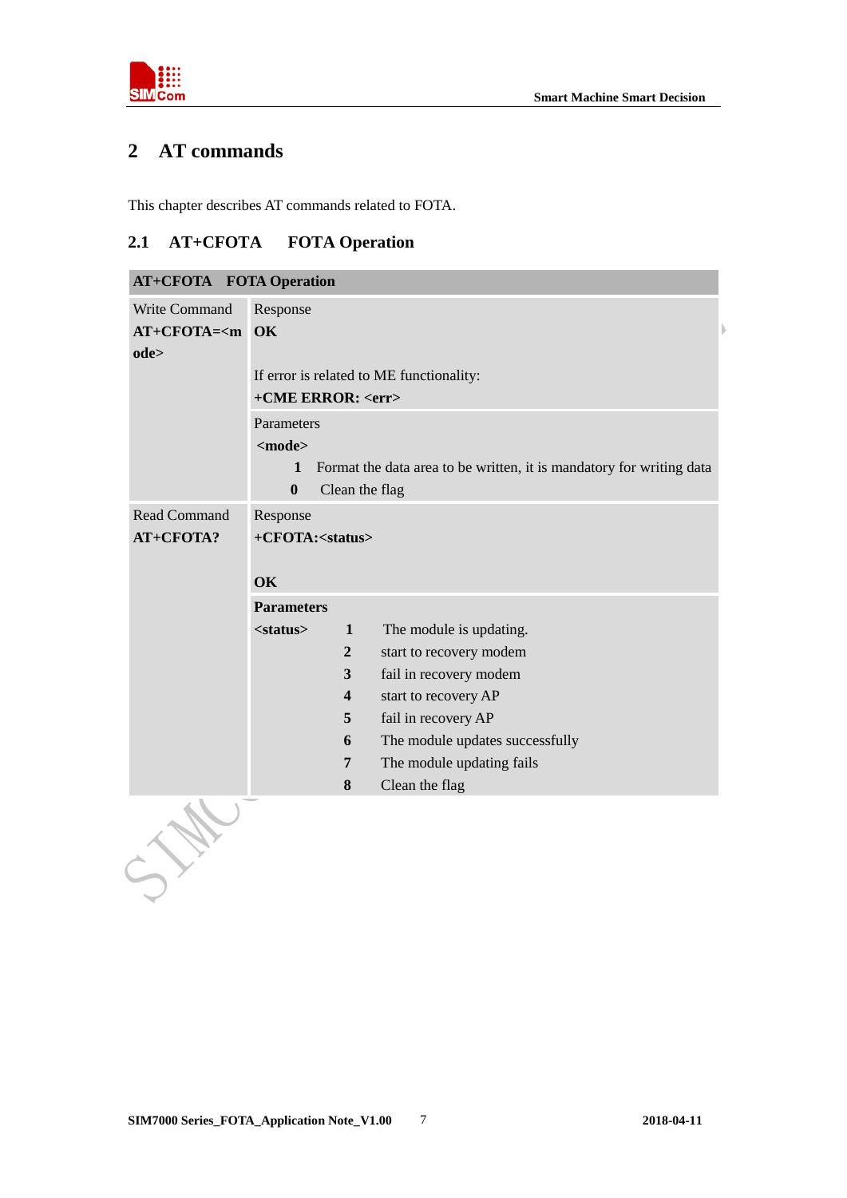# 2 AT commands

This chapter describes AT commands related to FOTA.

## 2.1 AT+CFOTA FOTA Operation

| AT+CFOTA FOTA Operation | |
|---|---|
| Write Command<br>**AT+CFOTA=<mode>** | Response<br>**OK**<br><br>If error is related to ME functionality:<br>**+CME ERROR: <err>** |
| | Parameters<br>**<mode>**<br>**1** Format the data area to be written, it is mandatory for writing data<br>**0** Clean the flag |
| Read Command<br>**AT+CFOTA?** | Response<br>**+CFOTA:<status>**<br><br>**OK** |
| | **Parameters**<br>**<status>**<br>**1** The module is updating.<br>**2** start to recovery modem<br>**3** fail in recovery modem<br>**4** start to recovery AP<br>**5** fail in recovery AP<br>**6** The module updates successfully<br>**7** The module updating fails<br>**8** Clean the flag |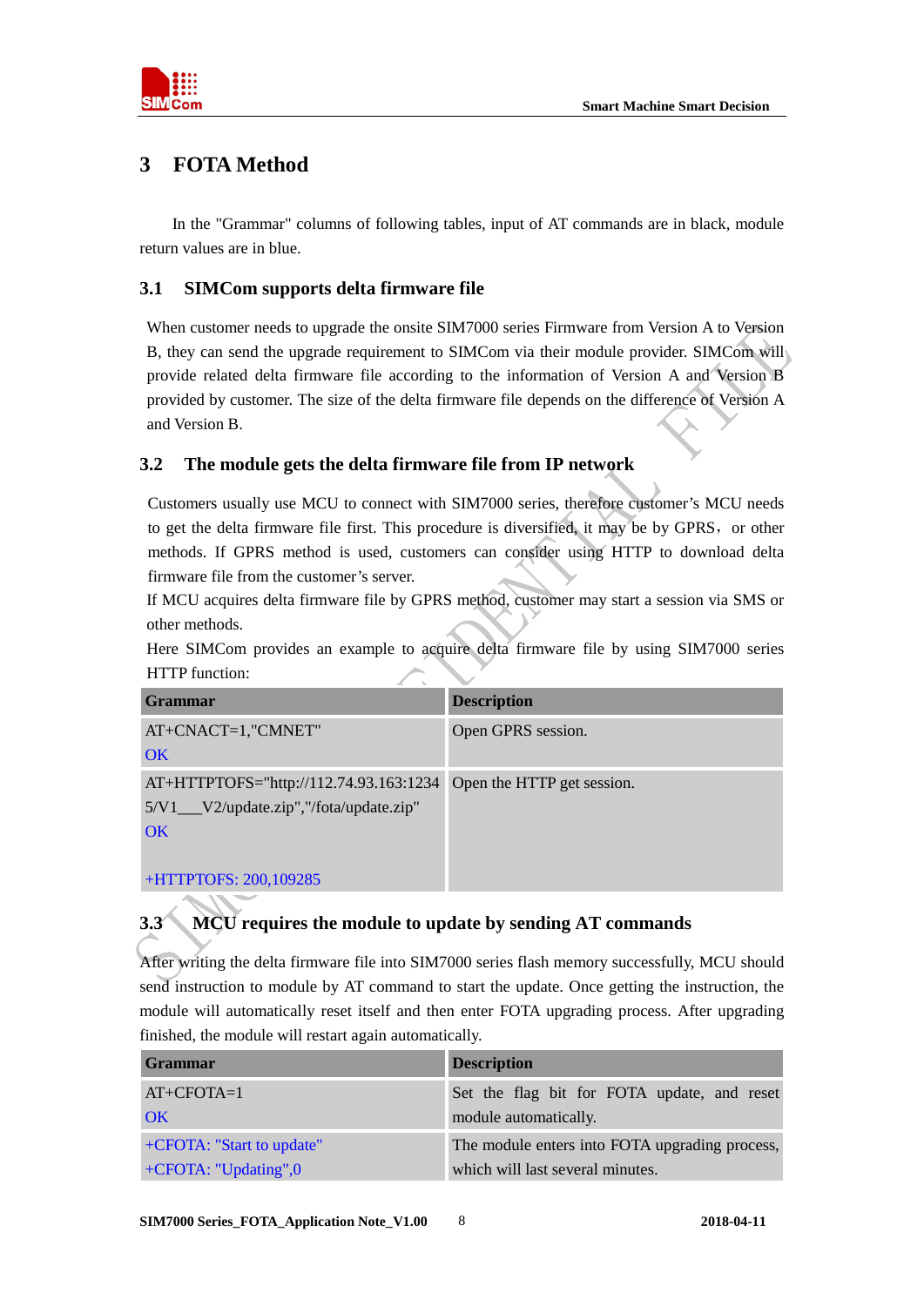# 3 FOTA Method

In the "Grammar" columns of following tables, input of AT commands are in black, module return values are in blue.

## 3.1 SIMCom supports delta firmware file

When customer needs to upgrade the onsite SIM7000 series Firmware from Version A to Version B, they can send the upgrade requirement to SIMCom via their module provider. SIMCom will provide related delta firmware file according to the information of Version A and Version B provided by customer. The size of the delta firmware file depends on the difference of Version A and Version B.

## 3.2 The module gets the delta firmware file from IP network

Customers usually use MCU to connect with SIM7000 series, therefore customer's MCU needs to get the delta firmware file first. This procedure is diversified, it may be by GPRS, or other methods. If GPRS method is used, customers can consider using HTTP to download delta firmware file from the customer's server.

If MCU acquires delta firmware file by GPRS method, customer may start a session via SMS or other methods.

Here SIMCom provides an example to acquire delta firmware file by using SIM7000 series HTTP function:

| Grammar | Description |
| --- | --- |
| AT+CNACT=1,"CMNET"<br>OK | Open GPRS session. |
| AT+HTTPTOFS="http://112.74.93.163:12345/V1___V2/update.zip","/fota/update.zip"<br>OK<br><br>+HTTPTOFS: 200,109285 | Open the HTTP get session. |

## 3.3 MCU requires the module to update by sending AT commands

After writing the delta firmware file into SIM7000 series flash memory successfully, MCU should send instruction to module by AT command to start the update. Once getting the instruction, the module will automatically reset itself and then enter FOTA upgrading process. After upgrading finished, the module will restart again automatically.

| Grammar | Description |
| --- | --- |
| AT+CFOTA=1<br>OK | Set the flag bit for FOTA update, and reset module automatically. |
| +CFOTA: "Start to update"<br>+CFOTA: "Updating",0 | The module enters into FOTA upgrading process, which will last several minutes. |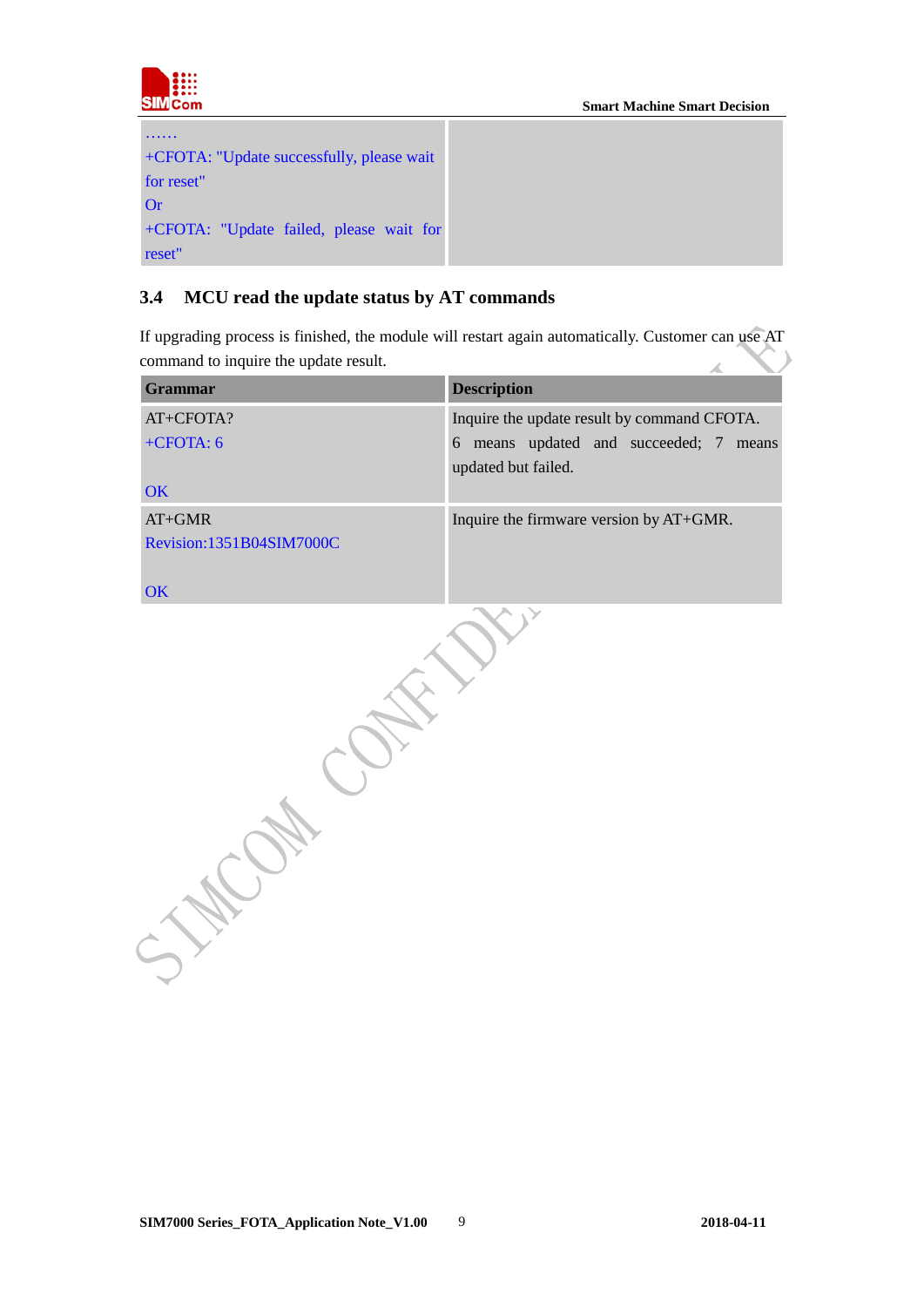| …… +CFOTA: "Update successfully, please wait for reset" Or +CFOTA: "Update failed, please wait for reset" | |
|---|---|

### 3.4 MCU read the update status by AT commands

If upgrading process is finished, the module will restart again automatically. Customer can use AT command to inquire the update result.

| Grammar | Description |
|---|---|
| AT+CFOTA?<br>+CFOTA: 6<br><br>OK | Inquire the update result by command CFOTA.<br>6 means updated and succeeded; 7 means updated but failed. |
| AT+GMR<br>Revision:1351B04SIM7000C<br><br>OK | Inquire the firmware version by AT+GMR. |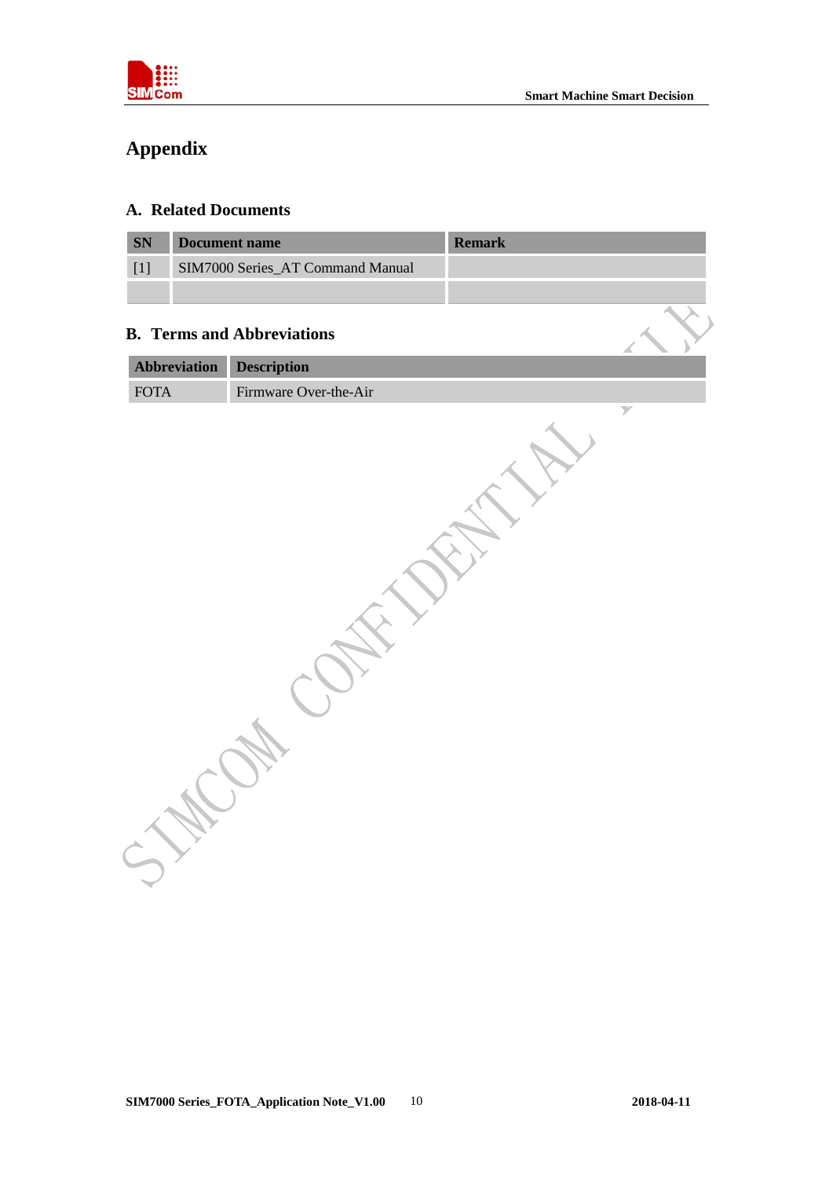# Appendix

## A. Related Documents

| SN | Document name | Remark |
|---|---|---|
| [1] | SIM7000 Series_AT Command Manual | |
| | | |

## B. Terms and Abbreviations

| Abbreviation | Description |
|---|---|
| FOTA | Firmware Over-the-Air |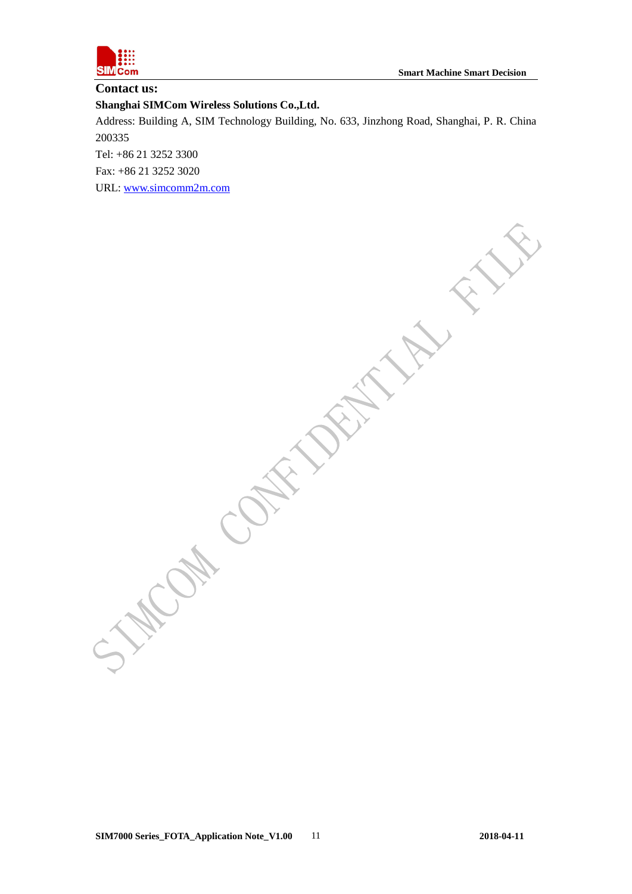**Contact us:**

**Shanghai SIMCom Wireless Solutions Co.,Ltd.**

Address: Building A, SIM Technology Building, No. 633, Jinzhong Road, Shanghai, P. R. China 200335

Tel: +86 21 3252 3300

Fax: +86 21 3252 3020

URL: [www.simcomm2m.com](http://www.simcomm2m.com)